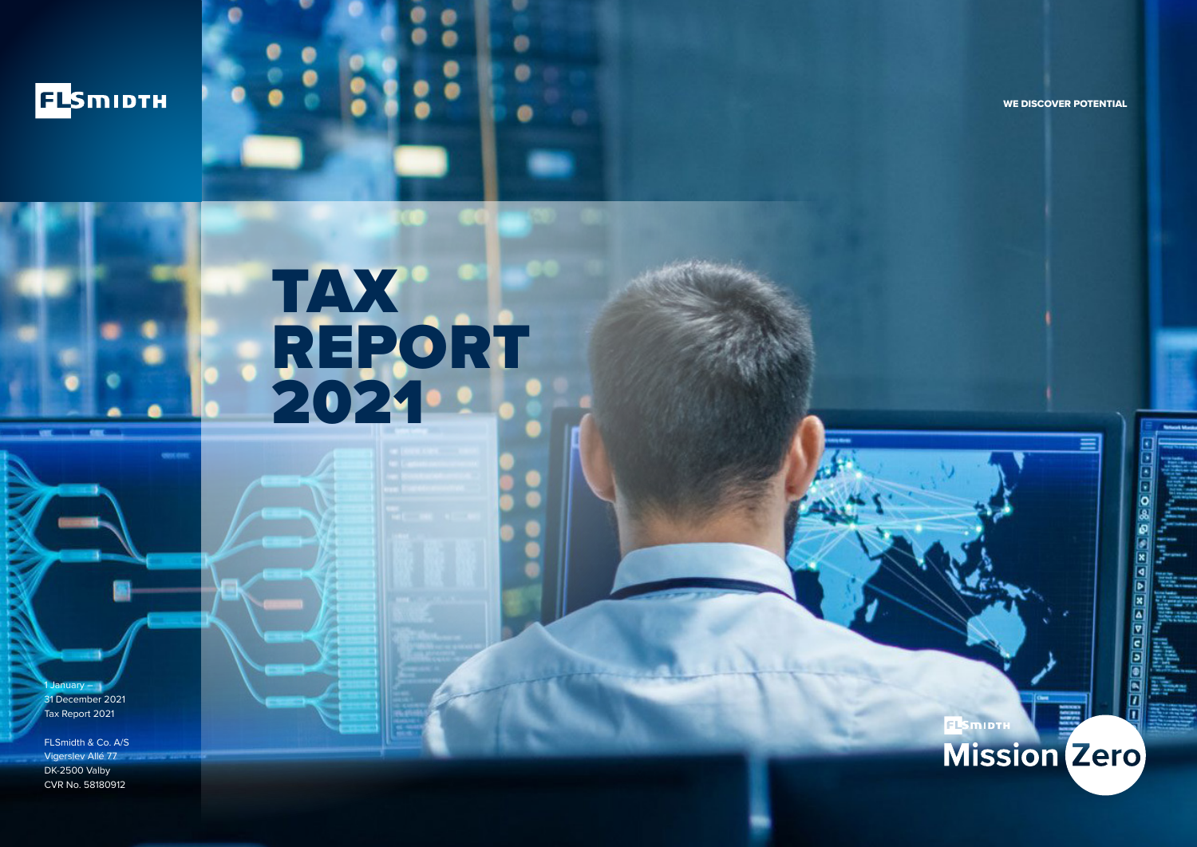FLSmidth

WE DISCOVER POTENTIAL

# TAX REPORT 2021

1 January –
31 December 2021
Tax Report 2021

FLSmidth & Co. A/S
Vigerslev Allé 77
DK-2500 Valby
CVR No. 58180912

FLSmidth Mission Zero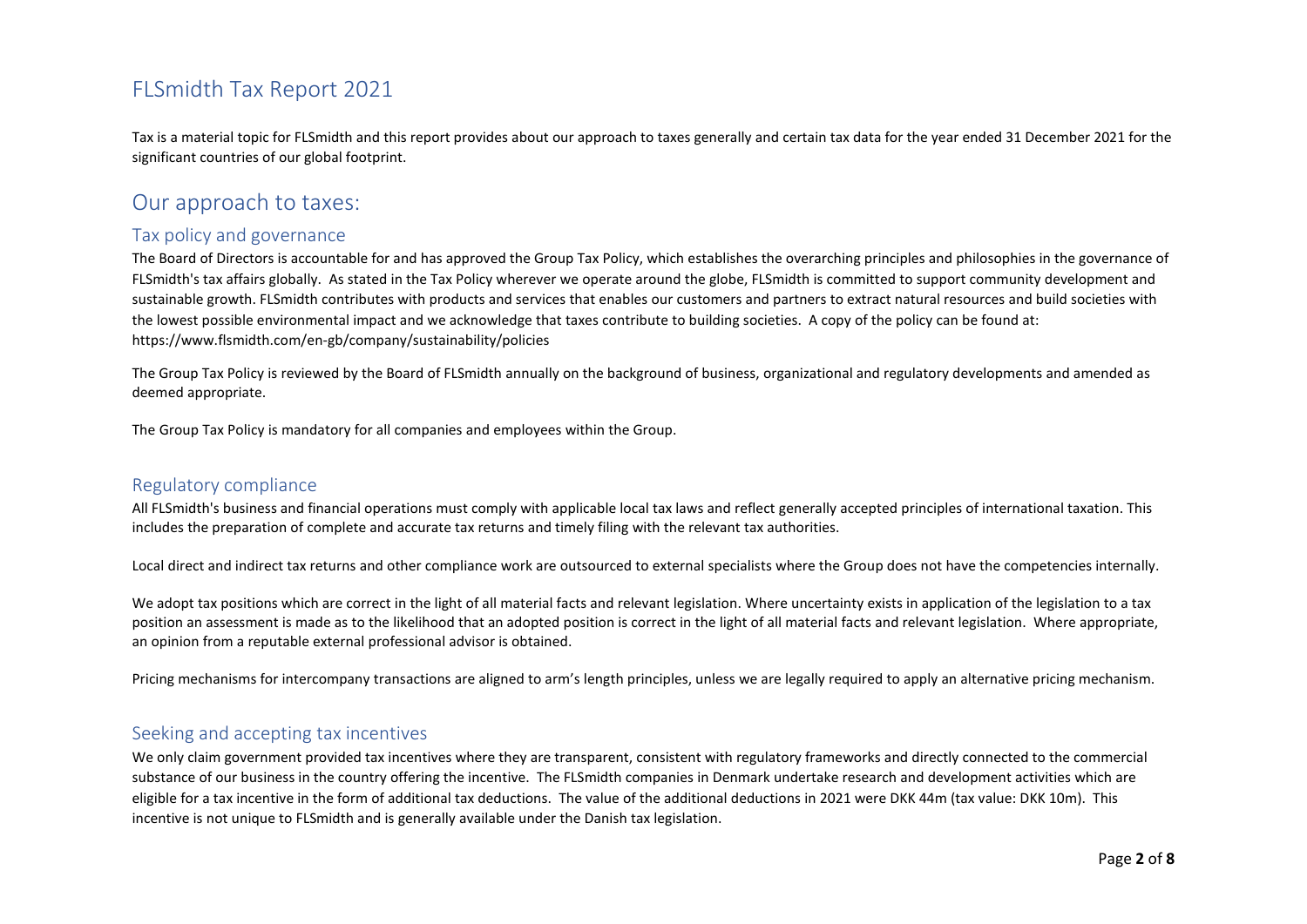# FLSmidth Tax Report 2021

Tax is a material topic for FLSmidth and this report provides about our approach to taxes generally and certain tax data for the year ended 31 December 2021 for the significant countries of our global footprint.

## Our approach to taxes:

### Tax policy and governance

The Board of Directors is accountable for and has approved the Group Tax Policy, which establishes the overarching principles and philosophies in the governance of FLSmidth's tax affairs globally. As stated in the Tax Policy wherever we operate around the globe, FLSmidth is committed to support community development and sustainable growth. FLSmidth contributes with products and services that enables our customers and partners to extract natural resources and build societies with the lowest possible environmental impact and we acknowledge that taxes contribute to building societies. A copy of the policy can be found at: https://www.flsmidth.com/en-gb/company/sustainability/policies

The Group Tax Policy is reviewed by the Board of FLSmidth annually on the background of business, organizational and regulatory developments and amended as deemed appropriate.

The Group Tax Policy is mandatory for all companies and employees within the Group.

### Regulatory compliance

All FLSmidth's business and financial operations must comply with applicable local tax laws and reflect generally accepted principles of international taxation. This includes the preparation of complete and accurate tax returns and timely filing with the relevant tax authorities.

Local direct and indirect tax returns and other compliance work are outsourced to external specialists where the Group does not have the competencies internally.

We adopt tax positions which are correct in the light of all material facts and relevant legislation. Where uncertainty exists in application of the legislation to a tax position an assessment is made as to the likelihood that an adopted position is correct in the light of all material facts and relevant legislation. Where appropriate, an opinion from a reputable external professional advisor is obtained.

Pricing mechanisms for intercompany transactions are aligned to arm's length principles, unless we are legally required to apply an alternative pricing mechanism.

### Seeking and accepting tax incentives

We only claim government provided tax incentives where they are transparent, consistent with regulatory frameworks and directly connected to the commercial substance of our business in the country offering the incentive. The FLSmidth companies in Denmark undertake research and development activities which are eligible for a tax incentive in the form of additional tax deductions. The value of the additional deductions in 2021 were DKK 44m (tax value: DKK 10m). This incentive is not unique to FLSmidth and is generally available under the Danish tax legislation.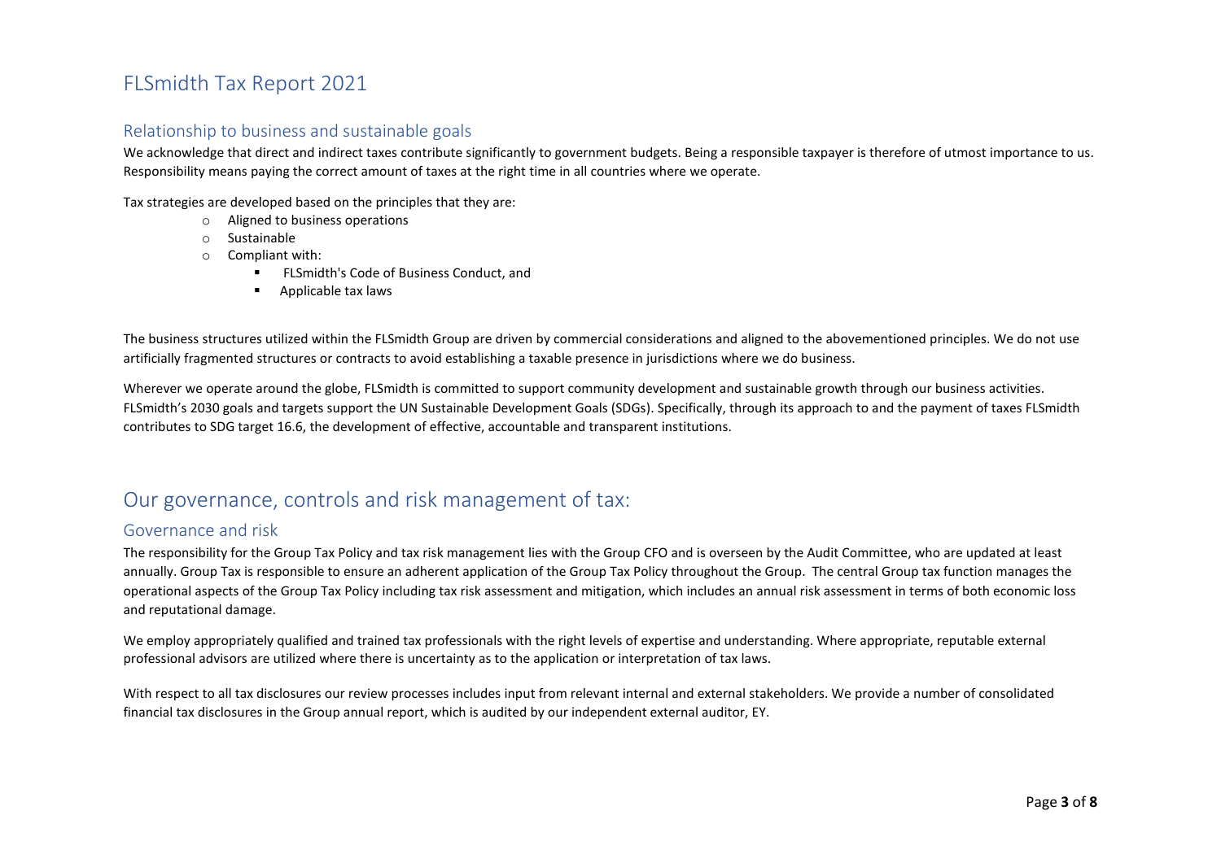# FLSmidth Tax Report 2021

## Relationship to business and sustainable goals

We acknowledge that direct and indirect taxes contribute significantly to government budgets. Being a responsible taxpayer is therefore of utmost importance to us. Responsibility means paying the correct amount of taxes at the right time in all countries where we operate.

Tax strategies are developed based on the principles that they are:

- Aligned to business operations
- Sustainable
- Compliant with:
    - FLSmidth's Code of Business Conduct, and
    - Applicable tax laws

The business structures utilized within the FLSmidth Group are driven by commercial considerations and aligned to the abovementioned principles. We do not use artificially fragmented structures or contracts to avoid establishing a taxable presence in jurisdictions where we do business.

Wherever we operate around the globe, FLSmidth is committed to support community development and sustainable growth through our business activities. FLSmidth's 2030 goals and targets support the UN Sustainable Development Goals (SDGs). Specifically, through its approach to and the payment of taxes FLSmidth contributes to SDG target 16.6, the development of effective, accountable and transparent institutions.

# Our governance, controls and risk management of tax:

## Governance and risk

The responsibility for the Group Tax Policy and tax risk management lies with the Group CFO and is overseen by the Audit Committee, who are updated at least annually. Group Tax is responsible to ensure an adherent application of the Group Tax Policy throughout the Group. The central Group tax function manages the operational aspects of the Group Tax Policy including tax risk assessment and mitigation, which includes an annual risk assessment in terms of both economic loss and reputational damage.

We employ appropriately qualified and trained tax professionals with the right levels of expertise and understanding. Where appropriate, reputable external professional advisors are utilized where there is uncertainty as to the application or interpretation of tax laws.

With respect to all tax disclosures our review processes includes input from relevant internal and external stakeholders. We provide a number of consolidated financial tax disclosures in the Group annual report, which is audited by our independent external auditor, EY.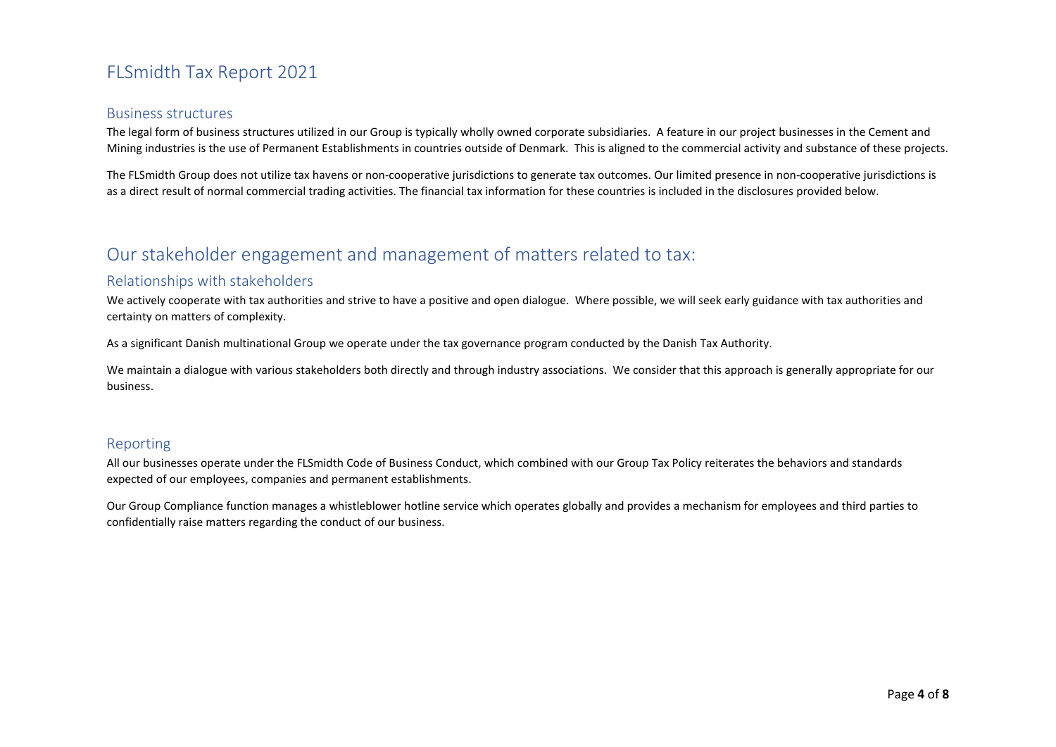# FLSmidth Tax Report 2021

## Business structures

The legal form of business structures utilized in our Group is typically wholly owned corporate subsidiaries. A feature in our project businesses in the Cement and Mining industries is the use of Permanent Establishments in countries outside of Denmark. This is aligned to the commercial activity and substance of these projects.

The FLSmidth Group does not utilize tax havens or non-cooperative jurisdictions to generate tax outcomes. Our limited presence in non-cooperative jurisdictions is as a direct result of normal commercial trading activities. The financial tax information for these countries is included in the disclosures provided below.

# Our stakeholder engagement and management of matters related to tax:

## Relationships with stakeholders

We actively cooperate with tax authorities and strive to have a positive and open dialogue. Where possible, we will seek early guidance with tax authorities and certainty on matters of complexity.

As a significant Danish multinational Group we operate under the tax governance program conducted by the Danish Tax Authority.

We maintain a dialogue with various stakeholders both directly and through industry associations. We consider that this approach is generally appropriate for our business.

## Reporting

All our businesses operate under the FLSmidth Code of Business Conduct, which combined with our Group Tax Policy reiterates the behaviors and standards expected of our employees, companies and permanent establishments.

Our Group Compliance function manages a whistleblower hotline service which operates globally and provides a mechanism for employees and third parties to confidentially raise matters regarding the conduct of our business.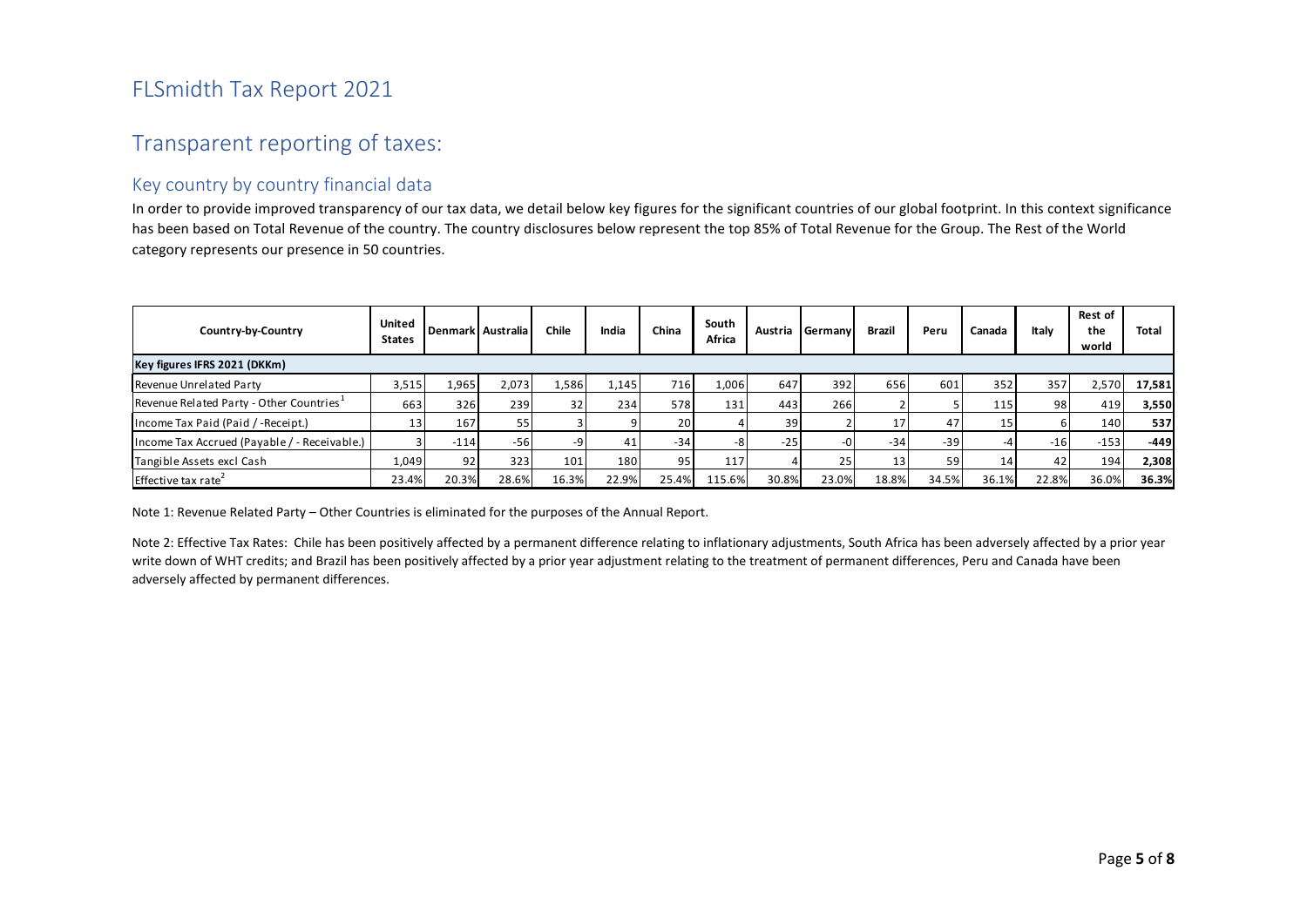# FLSmidth Tax Report 2021

## Transparent reporting of taxes:

### Key country by country financial data

In order to provide improved transparency of our tax data, we detail below key figures for the significant countries of our global footprint. In this context significance has been based on Total Revenue of the country. The country disclosures below represent the top 85% of Total Revenue for the Group. The Rest of the World category represents our presence in 50 countries.

| Country-by-Country | United States | Denmark | Australia | Chile | India | China | South Africa | Austria | Germany | Brazil | Peru | Canada | Italy | Rest of the world | Total |
|---|---|---|---|---|---|---|---|---|---|---|---|---|---|---|---|
| **Key figures IFRS 2021 (DKKm)** | | | | | | | | | | | | | | | |
| Revenue Unrelated Party | 3,515 | 1,965 | 2,073 | 1,586 | 1,145 | 716 | 1,006 | 647 | 392 | 656 | 601 | 352 | 357 | 2,570 | **17,581** |
| Revenue Related Party - Other Countries[1] | 663 | 326 | 239 | 32 | 234 | 578 | 131 | 443 | 266 | 2 | 5 | 115 | 98 | 419 | **3,550** |
| Income Tax Paid (Paid / -Receipt.) | 13 | 167 | 55 | 3 | 9 | 20 | 4 | 39 | 2 | 17 | 47 | 15 | 6 | 140 | **537** |
| Income Tax Accrued (Payable / - Receivable.) | 3 | -114 | -56 | -9 | 41 | -34 | -8 | -25 | -0 | -34 | -39 | -4 | -16 | -153 | **-449** |
| Tangible Assets excl Cash | 1,049 | 92 | 323 | 101 | 180 | 95 | 117 | 4 | 25 | 13 | 59 | 14 | 42 | 194 | **2,308** |
| Effective tax rate[2] | 23.4% | 20.3% | 28.6% | 16.3% | 22.9% | 25.4% | 115.6% | 30.8% | 23.0% | 18.8% | 34.5% | 36.1% | 22.8% | 36.0% | **36.3%** |

Note 1: Revenue Related Party – Other Countries is eliminated for the purposes of the Annual Report.

Note 2: Effective Tax Rates: Chile has been positively affected by a permanent difference relating to inflationary adjustments, South Africa has been adversely affected by a prior year write down of WHT credits; and Brazil has been positively affected by a prior year adjustment relating to the treatment of permanent differences, Peru and Canada have been adversely affected by permanent differences.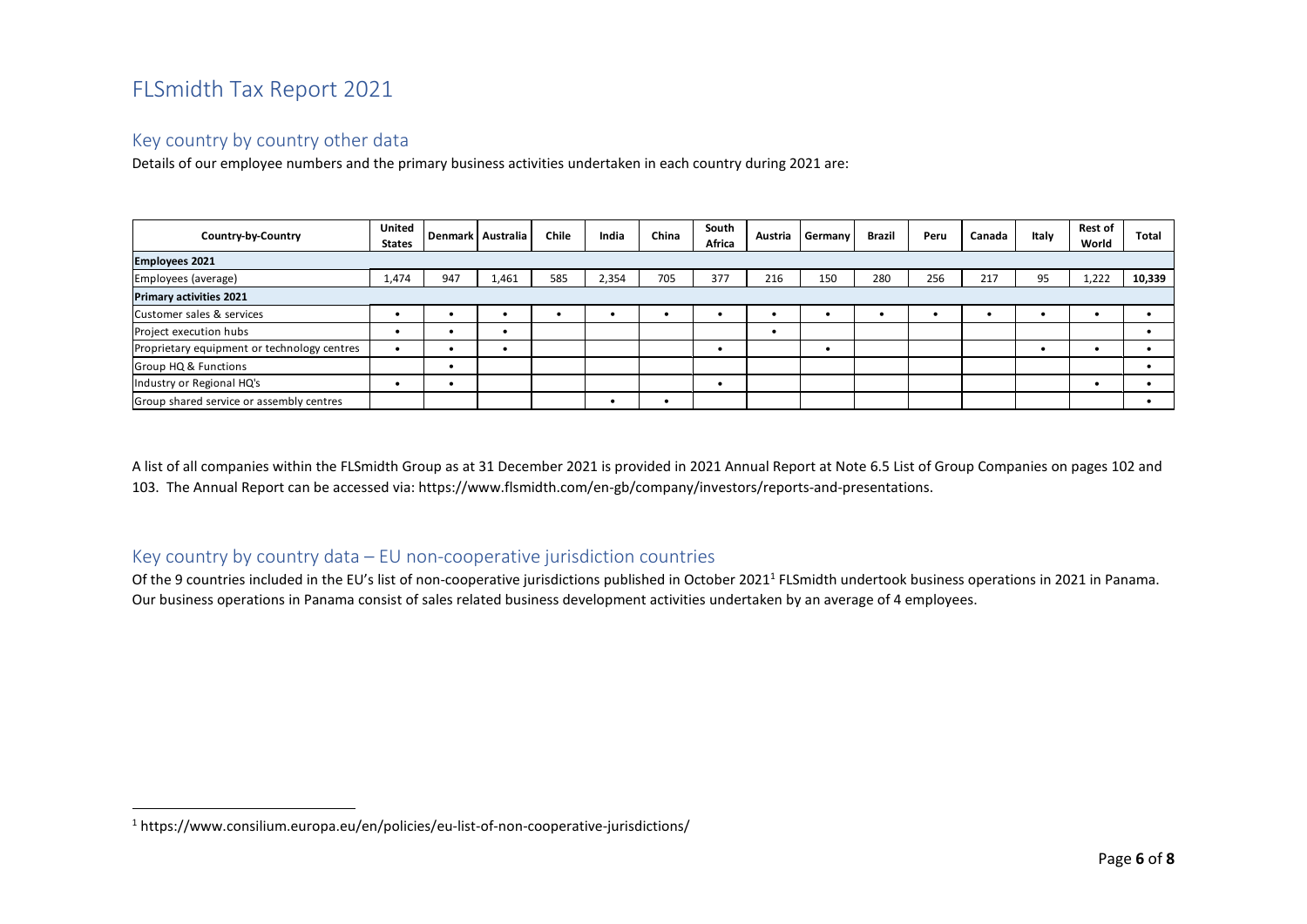# FLSmidth Tax Report 2021

## Key country by country other data

Details of our employee numbers and the primary business activities undertaken in each country during 2021 are:

| Country-by-Country | United States | Denmark | Australia | Chile | India | China | South Africa | Austria | Germany | Brazil | Peru | Canada | Italy | Rest of World | Total |
|---|---|---|---|---|---|---|---|---|---|---|---|---|---|---|---|
| **Employees 2021** | | | | | | | | | | | | | | | |
| Employees (average) | 1,474 | 947 | 1,461 | 585 | 2,354 | 705 | 377 | 216 | 150 | 280 | 256 | 217 | 95 | 1,222 | **10,339** |
| **Primary activities 2021** | | | | | | | | | | | | | | | |
| Customer sales & services | • | • | • | • | • | • | • | • | • | • | • | • | • | • | • |
| Project execution hubs | • | • | • | | | | | • | | | | | | | • |
| Proprietary equipment or technology centres | • | • | • | | | | • | | • | | | | • | • | • |
| Group HQ & Functions | | • | | | | | | | | | | | | | • |
| Industry or Regional HQ's | • | • | | | | | • | | | | | | | • | • |
| Group shared service or assembly centres | | | | | • | • | | | | | | | | | • |

A list of all companies within the FLSmidth Group as at 31 December 2021 is provided in 2021 Annual Report at Note 6.5 List of Group Companies on pages 102 and 103. The Annual Report can be accessed via: https://www.flsmidth.com/en-gb/company/investors/reports-and-presentations.

## Key country by country data – EU non-cooperative jurisdiction countries

Of the 9 countries included in the EU's list of non-cooperative jurisdictions published in October 2021[1] FLSmidth undertook business operations in 2021 in Panama. Our business operations in Panama consist of sales related business development activities undertaken by an average of 4 employees.

[1] https://www.consilium.europa.eu/en/policies/eu-list-of-non-cooperative-jurisdictions/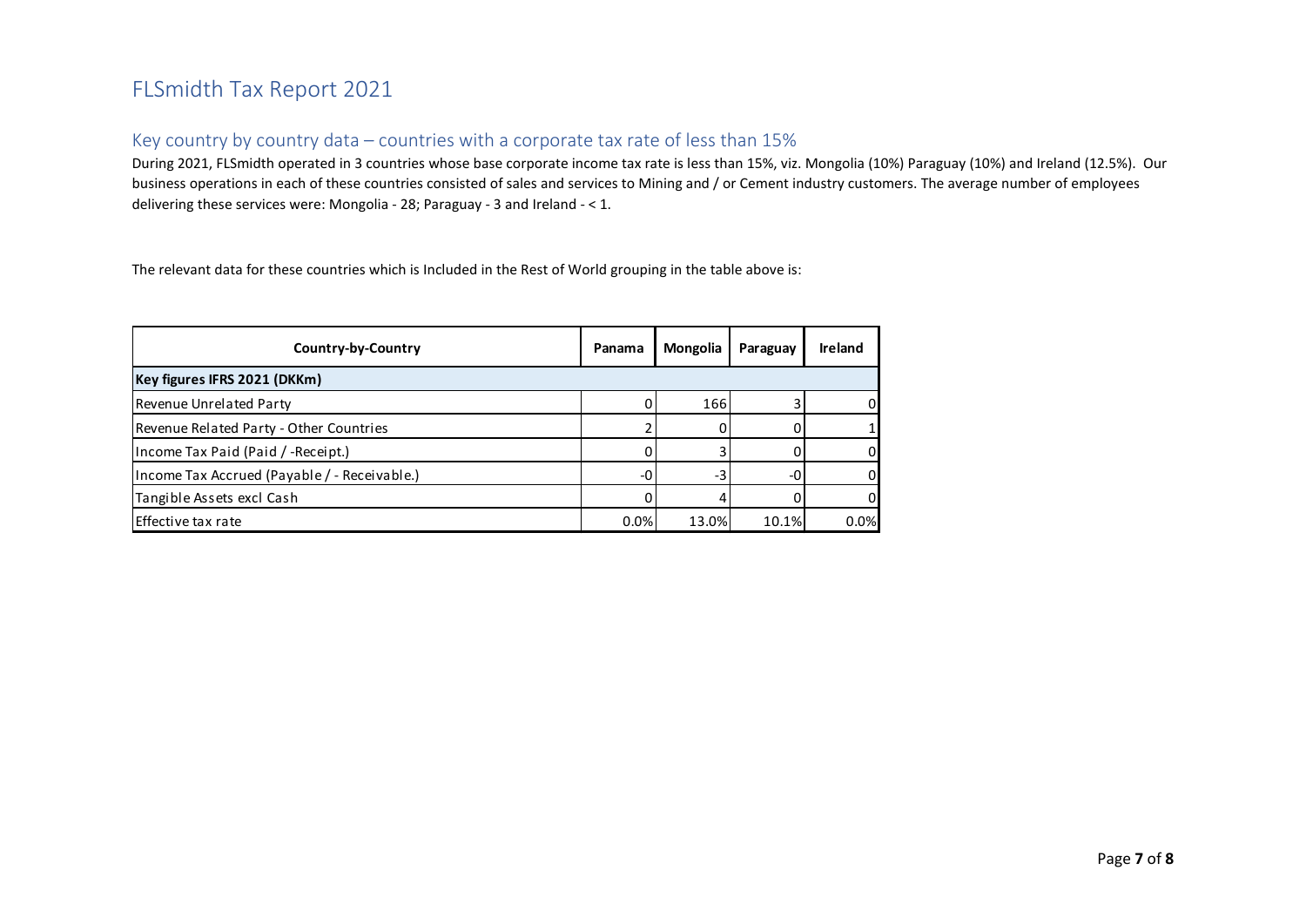# FLSmidth Tax Report 2021

## Key country by country data – countries with a corporate tax rate of less than 15%

During 2021, FLSmidth operated in 3 countries whose base corporate income tax rate is less than 15%, viz. Mongolia (10%) Paraguay (10%) and Ireland (12.5%). Our business operations in each of these countries consisted of sales and services to Mining and / or Cement industry customers. The average number of employees delivering these services were: Mongolia - 28; Paraguay - 3 and Ireland - < 1.

The relevant data for these countries which is Included in the Rest of World grouping in the table above is:

| Country-by-Country | Panama | Mongolia | Paraguay | Ireland |
|---|---|---|---|---|
| **Key figures IFRS 2021 (DKKm)** | | | | |
| Revenue Unrelated Party | 0 | 166 | 3 | 0 |
| Revenue Related Party - Other Countries | 2 | 0 | 0 | 1 |
| Income Tax Paid (Paid / -Receipt.) | 0 | 3 | 0 | 0 |
| Income Tax Accrued (Payable / - Receivable.) | -0 | -3 | -0 | 0 |
| Tangible Assets excl Cash | 0 | 4 | 0 | 0 |
| Effective tax rate | 0.0% | 13.0% | 10.1% | 0.0% |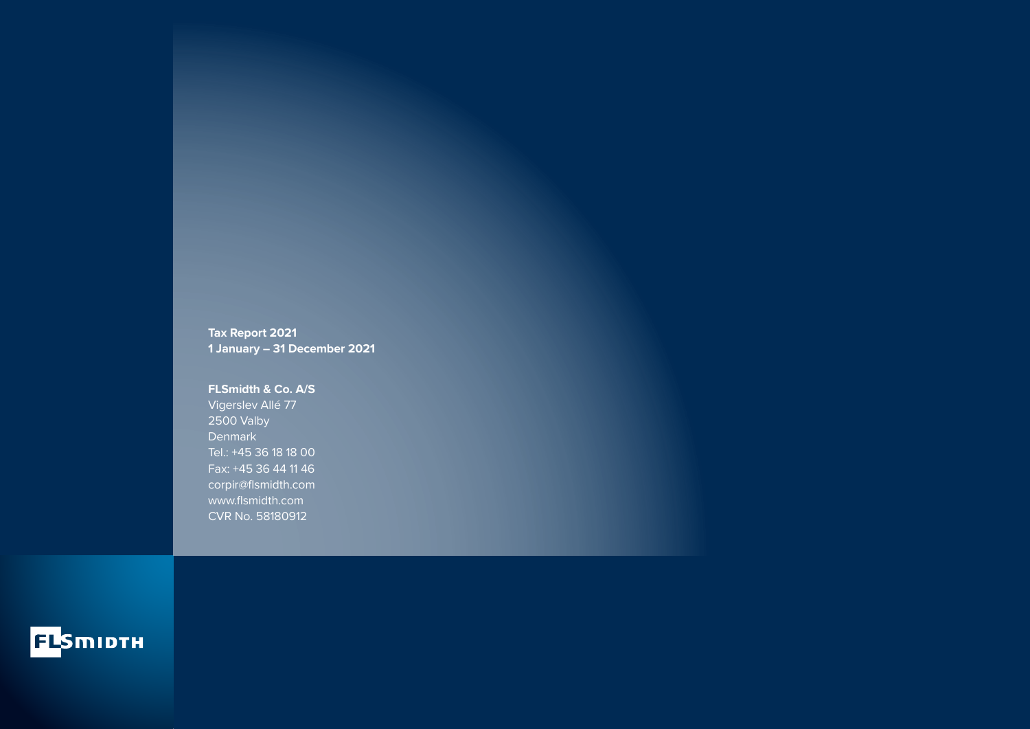**Tax Report 2021**
**1 January – 31 December 2021**

**FLSmidth & Co. A/S**
Vigerslev Allé 77
2500 Valby
Denmark
Tel.: +45 36 18 18 00
Fax: +45 36 44 11 46
corpir@flsmidth.com
www.flsmidth.com
CVR No. 58180912